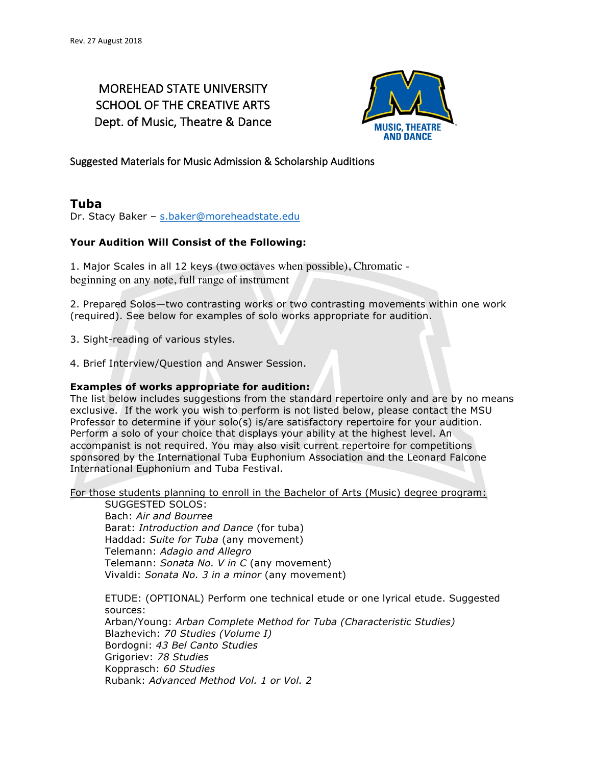Rev. 27 August 2018

# MOREHEAD STATE UNIVERSITY
# SCHOOL OF THE CREATIVE ARTS
# Dept. of Music, Theatre & Dance

Suggested Materials for Music Admission & Scholarship Auditions

## Tuba

Dr. Stacy Baker – s.baker@moreheadstate.edu

**Your Audition Will Consist of the Following:**

1. Major Scales in all 12 keys (two octaves when possible), Chromatic - beginning on any note, full range of instrument

2. Prepared Solos—two contrasting works or two contrasting movements within one work (required). See below for examples of solo works appropriate for audition.

3. Sight-reading of various styles.

4. Brief Interview/Question and Answer Session.

**Examples of works appropriate for audition:**

The list below includes suggestions from the standard repertoire only and are by no means exclusive. If the work you wish to perform is not listed below, please contact the MSU Professor to determine if your solo(s) is/are satisfactory repertoire for your audition. Perform a solo of your choice that displays your ability at the highest level. An accompanist is not required. You may also visit current repertoire for competitions sponsored by the International Tuba Euphonium Association and the Leonard Falcone International Euphonium and Tuba Festival.

For those students planning to enroll in the Bachelor of Arts (Music) degree program:

SUGGESTED SOLOS:
- Bach: *Air and Bourree*
- Barat: *Introduction and Dance* (for tuba)
- Haddad: *Suite for Tuba* (any movement)
- Telemann: *Adagio and Allegro*
- Telemann: *Sonata No. V in C* (any movement)
- Vivaldi: *Sonata No. 3 in a minor* (any movement)

ETUDE: (OPTIONAL) Perform one technical etude or one lyrical etude. Suggested sources:
- Arban/Young: *Arban Complete Method for Tuba (Characteristic Studies)*
- Blazhevich: *70 Studies (Volume I)*
- Bordogni: *43 Bel Canto Studies*
- Grigoriev: *78 Studies*
- Koppasch: *60 Studies*
- Rubank: *Advanced Method Vol. 1 or Vol. 2*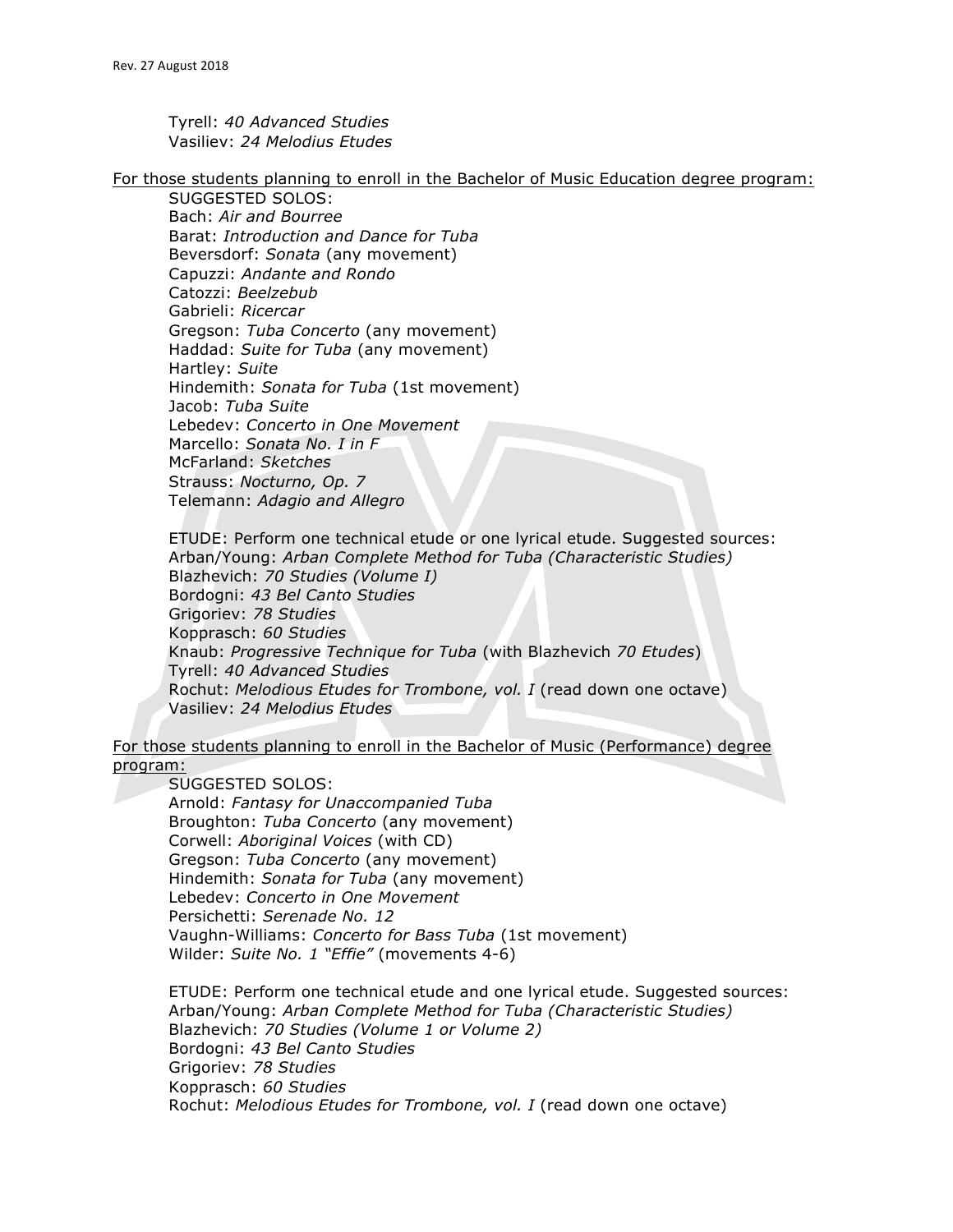Tyrell: *40 Advanced Studies*
Vasiliev: *24 Melodius Etudes*

<u>For those students planning to enroll in the Bachelor of Music Education degree program:</u>

SUGGESTED SOLOS:
Bach: *Air and Bourree*
Barat: *Introduction and Dance for Tuba*
Beversdorf: *Sonata* (any movement)
Capuzzi: *Andante and Rondo*
Catozzi: *Beelzebub*
Gabrieli: *Ricercar*
Gregson: *Tuba Concerto* (any movement)
Haddad: *Suite for Tuba* (any movement)
Hartley: *Suite*
Hindemith: *Sonata for Tuba* (1st movement)
Jacob: *Tuba Suite*
Lebedev: *Concerto in One Movement*
Marcello: *Sonata No. I in F*
McFarland: *Sketches*
Strauss: *Nocturno, Op. 7*
Telemann: *Adagio and Allegro*

ETUDE: Perform one technical etude or one lyrical etude. Suggested sources:
Arban/Young: *Arban Complete Method for Tuba (Characteristic Studies)*
Blazhevich: *70 Studies (Volume I)*
Bordogni: *43 Bel Canto Studies*
Grigoriev: *78 Studies*
Kopprasch: *60 Studies*
Knaub: *Progressive Technique for Tuba* (with Blazhevich *70 Etudes*)
Tyrell: *40 Advanced Studies*
Rochut: *Melodious Etudes for Trombone, vol. I* (read down one octave)
Vasiliev: *24 Melodius Etudes*

<u>For those students planning to enroll in the Bachelor of Music (Performance) degree program:</u>

SUGGESTED SOLOS:
Arnold: *Fantasy for Unaccompanied Tuba*
Broughton: *Tuba Concerto* (any movement)
Corwell: *Aboriginal Voices* (with CD)
Gregson: *Tuba Concerto* (any movement)
Hindemith: *Sonata for Tuba* (any movement)
Lebedev: *Concerto in One Movement*
Persichetti: *Serenade No. 12*
Vaughn-Williams: *Concerto for Bass Tuba* (1st movement)
Wilder: *Suite No. 1 "Effie"* (movements 4-6)

ETUDE: Perform one technical etude and one lyrical etude. Suggested sources:
Arban/Young: *Arban Complete Method for Tuba (Characteristic Studies)*
Blazhevich: *70 Studies (Volume 1 or Volume 2)*
Bordogni: *43 Bel Canto Studies*
Grigoriev: *78 Studies*
Kopprasch: *60 Studies*
Rochut: *Melodious Etudes for Trombone, vol. I* (read down one octave)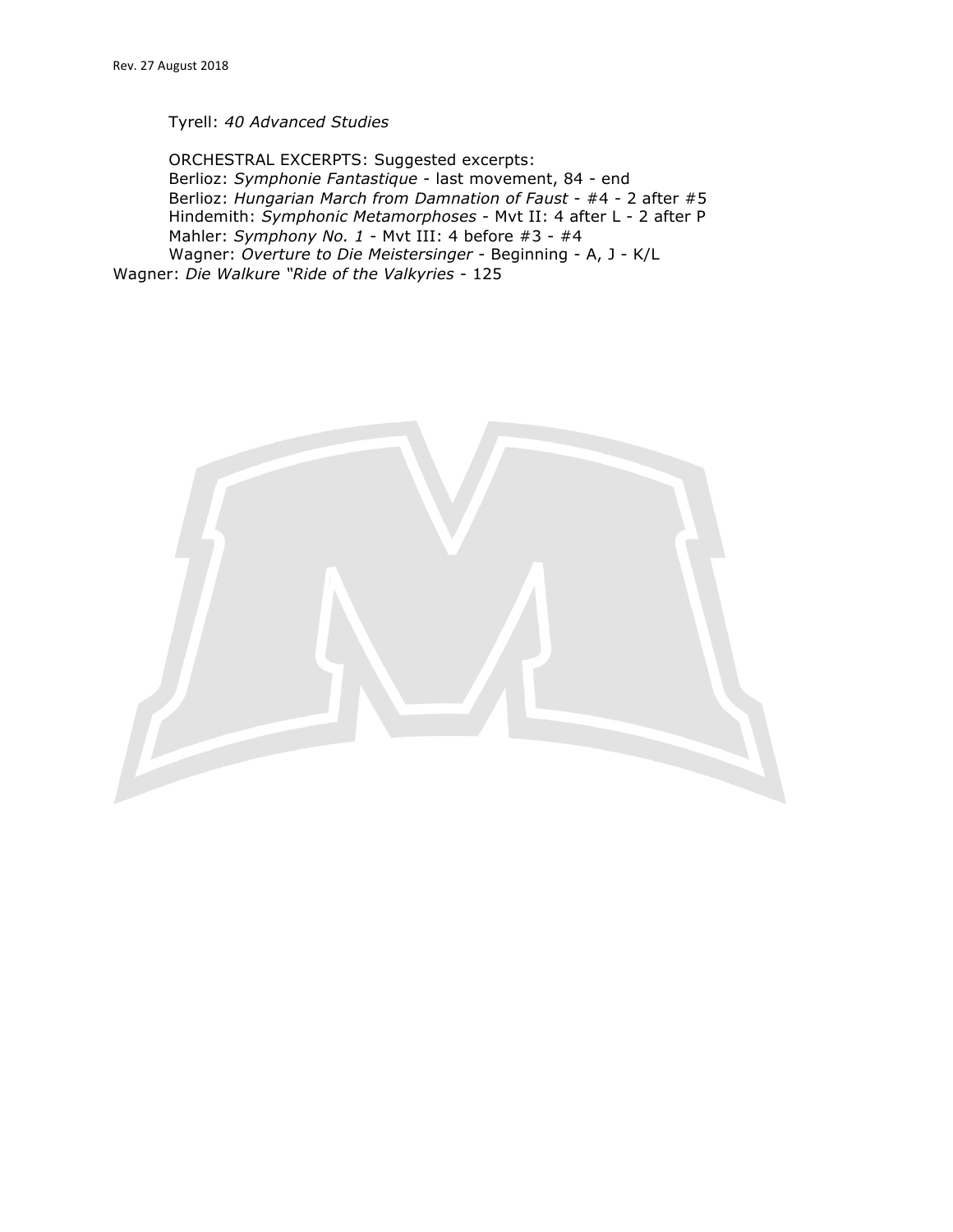Tyrell: *40 Advanced Studies*

ORCHESTRAL EXCERPTS: Suggested excerpts:
Berlioz: *Symphonie Fantastique* - last movement, 84 - end
Berlioz: *Hungarian March from Damnation of Faust* - #4 - 2 after #5
Hindemith: *Symphonic Metamorphoses* - Mvt II: 4 after L - 2 after P
Mahler: *Symphony No. 1* - Mvt III: 4 before #3 - #4
Wagner: *Overture to Die Meistersinger* - Beginning - A, J - K/L
Wagner: *Die Walkure "Ride of the Valkyries* - 125